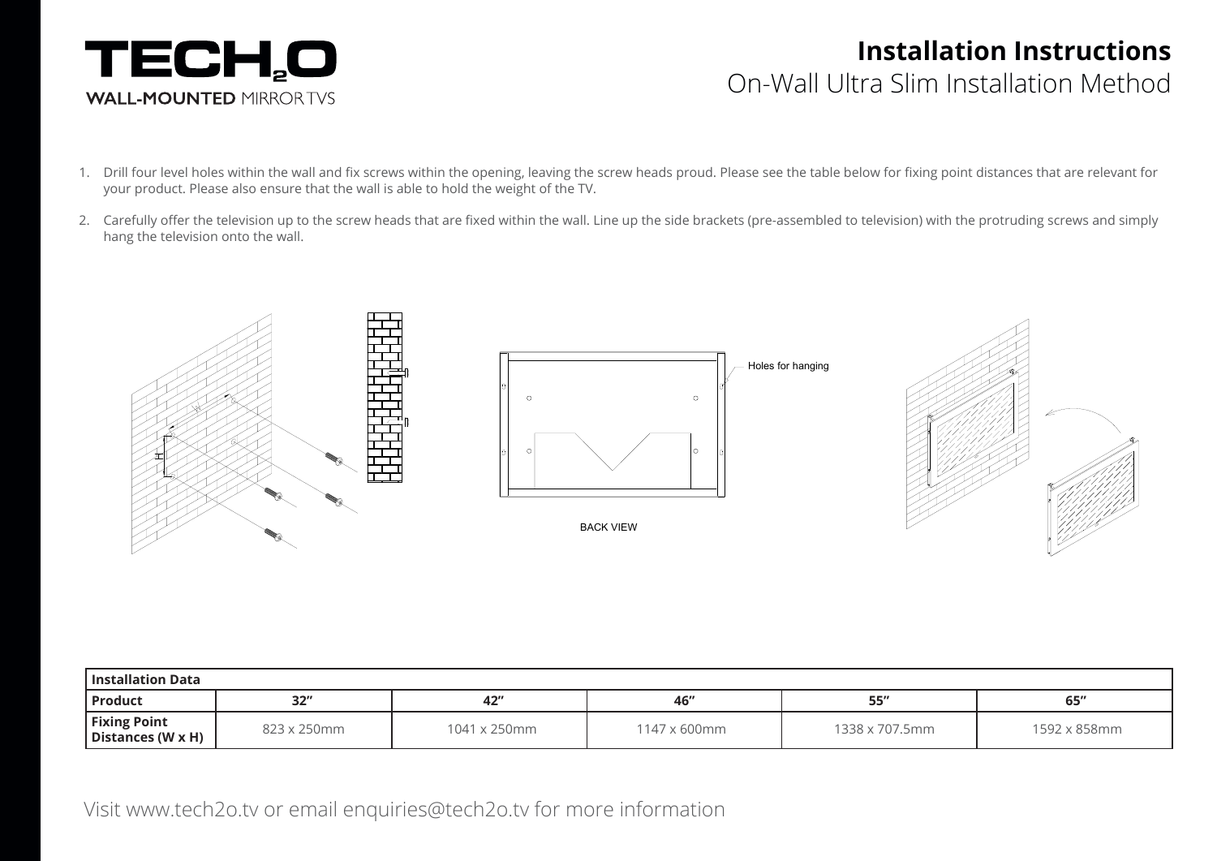# TECH2O

WALL-MOUNTED MIRROR TVS

## Installation Instructions

On-Wall Ultra Slim Installation Method

1. Drill four level holes within the wall and fix screws within the opening, leaving the screw heads proud. Please see the table below for fixing point distances that are relevant for your product. Please also ensure that the wall is able to hold the weight of the TV.

2. Carefully offer the television up to the screw heads that are fixed within the wall. Line up the side brackets (pre-assembled to television) with the protruding screws and simply hang the television onto the wall.

Holes for hanging

BACK VIEW

| Installation Data | | | | | |
|---|---|---|---|---|---|
| **Product** | **32"** | **42"** | **46"** | **55"** | **65"** |
| **Fixing Point Distances (W x H)** | 823 x 250mm | 1041 x 250mm | 1147 x 600mm | 1338 x 707.5mm | 1592 x 858mm |

Visit www.tech2o.tv or email enquiries@tech2o.tv for more information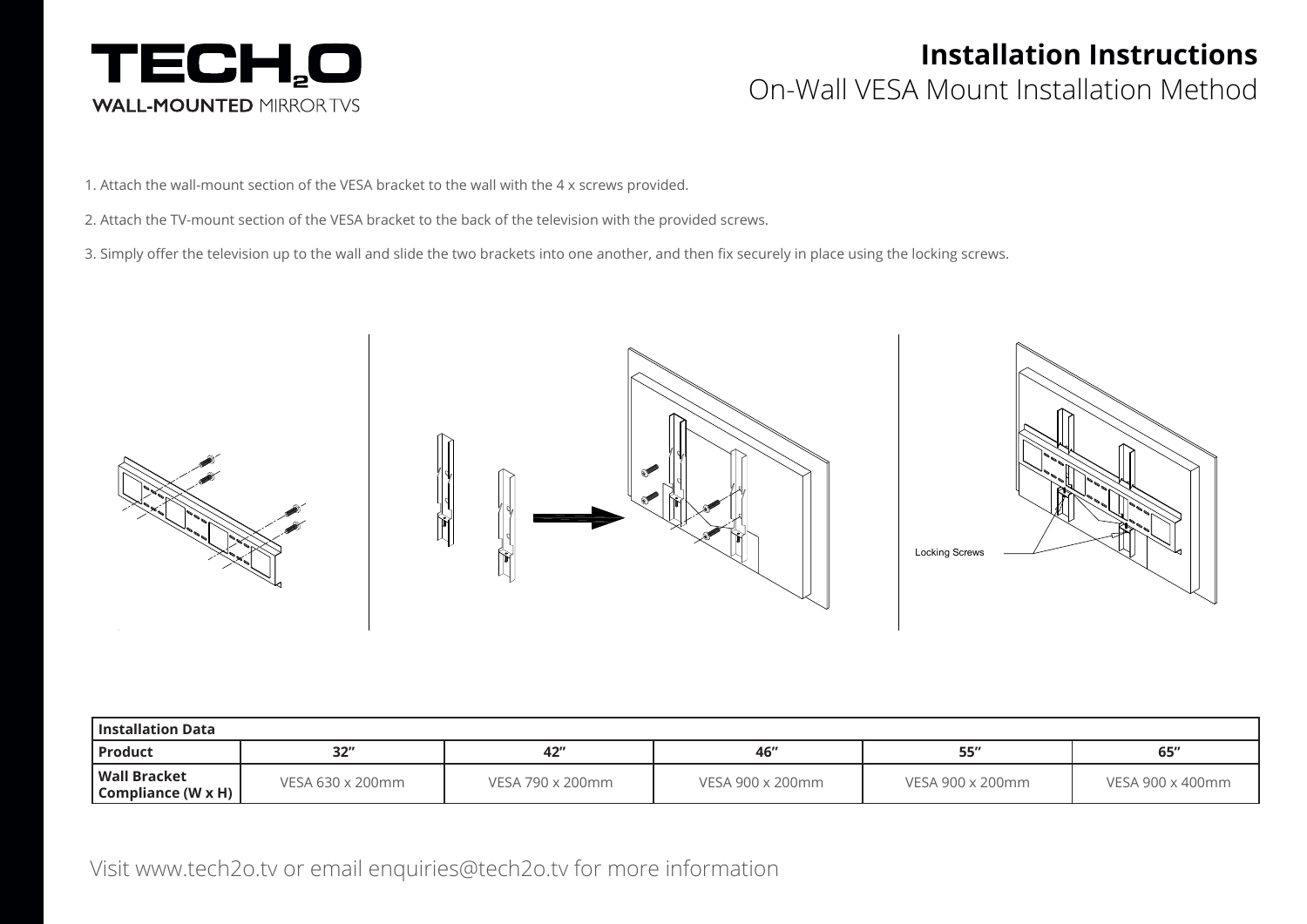TECH2O

WALL-MOUNTED MIRROR TVS

# Installation Instructions

## On-Wall VESA Mount Installation Method

1. Attach the wall-mount section of the VESA bracket to the wall with the 4 x screws provided.

2. Attach the TV-mount section of the VESA bracket to the back of the television with the provided screws.

3. Simply offer the television up to the wall and slide the two brackets into one another, and then fix securely in place using the locking screws.

Locking Screws

| Installation Data | | | | | |
|---|---|---|---|---|---|
| **Product** | **32"** | **42"** | **46"** | **55"** | **65"** |
| **Wall Bracket Compliance (W x H)** | VESA 630 x 200mm | VESA 790 x 200mm | VESA 900 x 200mm | VESA 900 x 200mm | VESA 900 x 400mm |

Visit www.tech2o.tv or email enquiries@tech2o.tv for more information